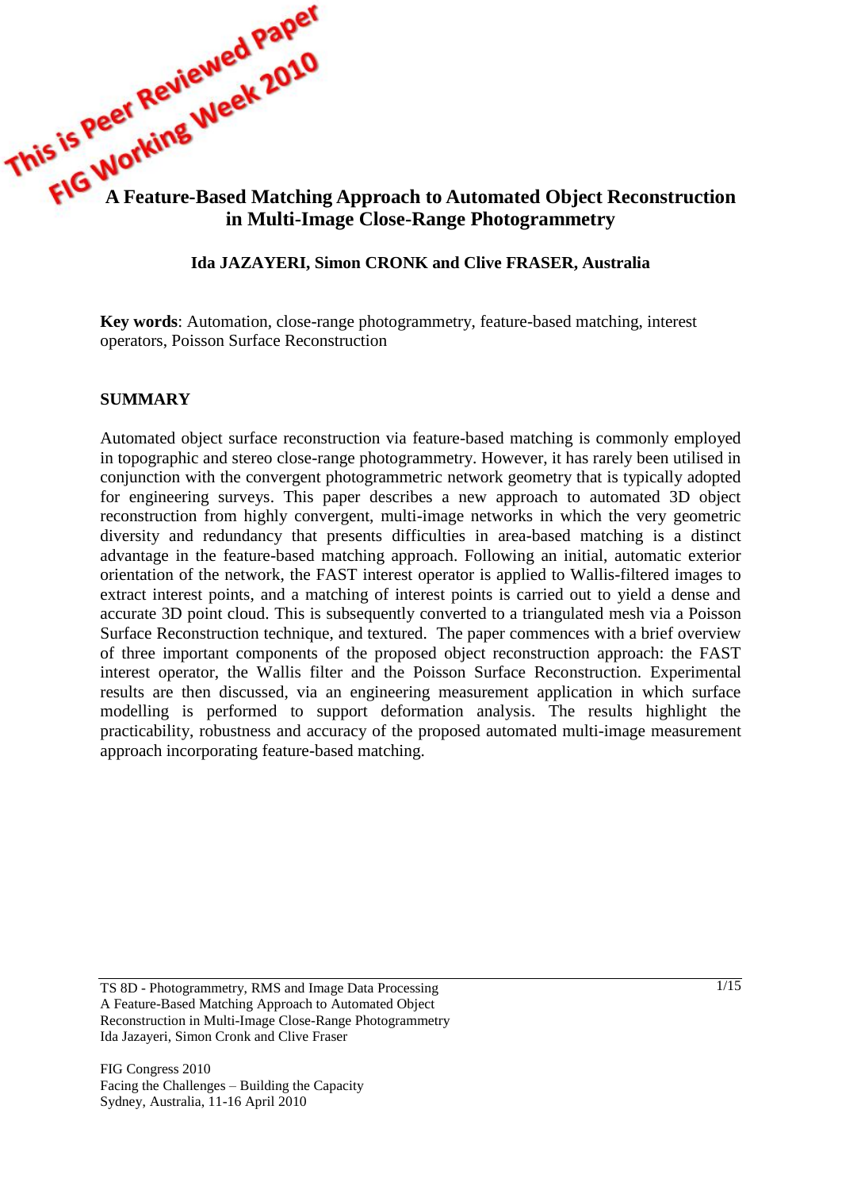This is Peer Reviewed Paper
FIG Working Week 2010

# A Feature-Based Matching Approach to Automated Object Reconstruction in Multi-Image Close-Range Photogrammetry

**Ida JAZAYERI, Simon CRONK and Clive FRASER, Australia**

**Key words**: Automation, close-range photogrammetry, feature-based matching, interest operators, Poisson Surface Reconstruction

## SUMMARY

Automated object surface reconstruction via feature-based matching is commonly employed in topographic and stereo close-range photogrammetry. However, it has rarely been utilised in conjunction with the convergent photogrammetric network geometry that is typically adopted for engineering surveys. This paper describes a new approach to automated 3D object reconstruction from highly convergent, multi-image networks in which the very geometric diversity and redundancy that presents difficulties in area-based matching is a distinct advantage in the feature-based matching approach. Following an initial, automatic exterior orientation of the network, the FAST interest operator is applied to Wallis-filtered images to extract interest points, and a matching of interest points is carried out to yield a dense and accurate 3D point cloud. This is subsequently converted to a triangulated mesh via a Poisson Surface Reconstruction technique, and textured. The paper commences with a brief overview of three important components of the proposed object reconstruction approach: the FAST interest operator, the Wallis filter and the Poisson Surface Reconstruction. Experimental results are then discussed, via an engineering measurement application in which surface modelling is performed to support deformation analysis. The results highlight the practicability, robustness and accuracy of the proposed automated multi-image measurement approach incorporating feature-based matching.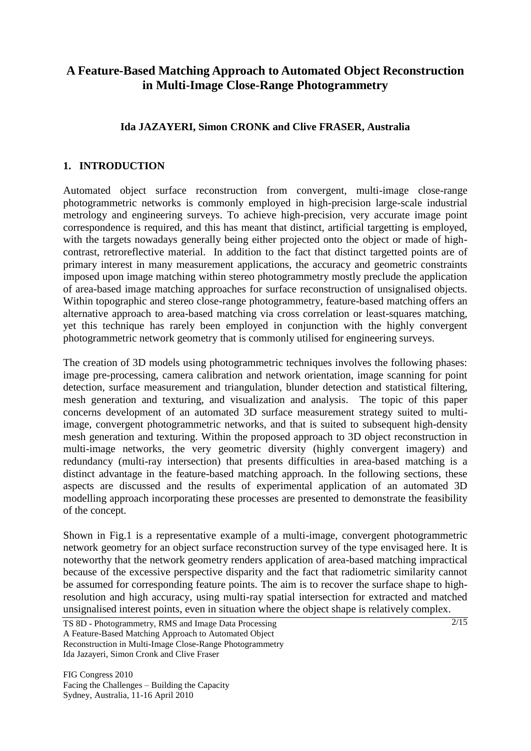# A Feature-Based Matching Approach to Automated Object Reconstruction in Multi-Image Close-Range Photogrammetry

**Ida JAZAYERI, Simon CRONK and Clive FRASER, Australia**

## 1. INTRODUCTION

Automated object surface reconstruction from convergent, multi-image close-range photogrammetric networks is commonly employed in high-precision large-scale industrial metrology and engineering surveys. To achieve high-precision, very accurate image point correspondence is required, and this has meant that distinct, artificial targetting is employed, with the targets nowadays generally being either projected onto the object or made of high-contrast, retroreflective material. In addition to the fact that distinct targetted points are of primary interest in many measurement applications, the accuracy and geometric constraints imposed upon image matching within stereo photogrammetry mostly preclude the application of area-based image matching approaches for surface reconstruction of unsignalised objects. Within topographic and stereo close-range photogrammetry, feature-based matching offers an alternative approach to area-based matching via cross correlation or least-squares matching, yet this technique has rarely been employed in conjunction with the highly convergent photogrammetric network geometry that is commonly utilised for engineering surveys.

The creation of 3D models using photogrammetric techniques involves the following phases: image pre-processing, camera calibration and network orientation, image scanning for point detection, surface measurement and triangulation, blunder detection and statistical filtering, mesh generation and texturing, and visualization and analysis. The topic of this paper concerns development of an automated 3D surface measurement strategy suited to multi-image, convergent photogrammetric networks, and that is suited to subsequent high-density mesh generation and texturing. Within the proposed approach to 3D object reconstruction in multi-image networks, the very geometric diversity (highly convergent imagery) and redundancy (multi-ray intersection) that presents difficulties in area-based matching is a distinct advantage in the feature-based matching approach. In the following sections, these aspects are discussed and the results of experimental application of an automated 3D modelling approach incorporating these processes are presented to demonstrate the feasibility of the concept.

Shown in Fig.1 is a representative example of a multi-image, convergent photogrammetric network geometry for an object surface reconstruction survey of the type envisaged here. It is noteworthy that the network geometry renders application of area-based matching impractical because of the excessive perspective disparity and the fact that radiometric similarity cannot be assumed for corresponding feature points. The aim is to recover the surface shape to high-resolution and high accuracy, using multi-ray spatial intersection for extracted and matched unsignalised interest points, even in situation where the object shape is relatively complex.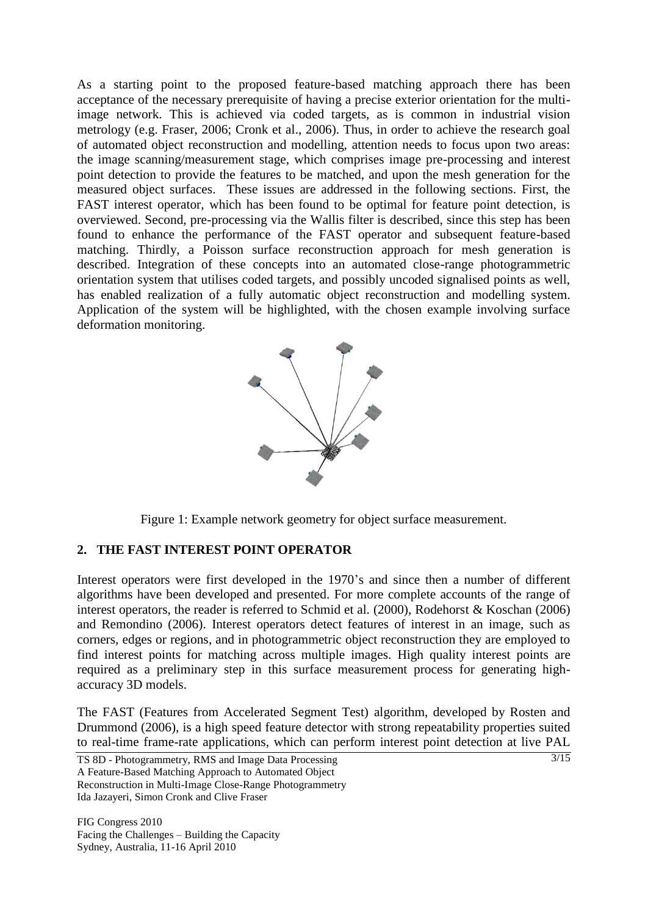As a starting point to the proposed feature-based matching approach there has been acceptance of the necessary prerequisite of having a precise exterior orientation for the multi-image network. This is achieved via coded targets, as is common in industrial vision metrology (e.g. Fraser, 2006; Cronk et al., 2006). Thus, in order to achieve the research goal of automated object reconstruction and modelling, attention needs to focus upon two areas: the image scanning/measurement stage, which comprises image pre-processing and interest point detection to provide the features to be matched, and upon the mesh generation for the measured object surfaces. These issues are addressed in the following sections. First, the FAST interest operator, which has been found to be optimal for feature point detection, is overviewed. Second, pre-processing via the Wallis filter is described, since this step has been found to enhance the performance of the FAST operator and subsequent feature-based matching. Thirdly, a Poisson surface reconstruction approach for mesh generation is described. Integration of these concepts into an automated close-range photogrammetric orientation system that utilises coded targets, and possibly uncoded signalised points as well, has enabled realization of a fully automatic object reconstruction and modelling system. Application of the system will be highlighted, with the chosen example involving surface deformation monitoring.

Figure 1: Example network geometry for object surface measurement.

## 2. THE FAST INTEREST POINT OPERATOR

Interest operators were first developed in the 1970's and since then a number of different algorithms have been developed and presented. For more complete accounts of the range of interest operators, the reader is referred to Schmid et al. (2000), Rodehorst & Koschan (2006) and Remondino (2006). Interest operators detect features of interest in an image, such as corners, edges or regions, and in photogrammetric object reconstruction they are employed to find interest points for matching across multiple images. High quality interest points are required as a preliminary step in this surface measurement process for generating high-accuracy 3D models.

The FAST (Features from Accelerated Segment Test) algorithm, developed by Rosten and Drummond (2006), is a high speed feature detector with strong repeatability properties suited to real-time frame-rate applications, which can perform interest point detection at live PAL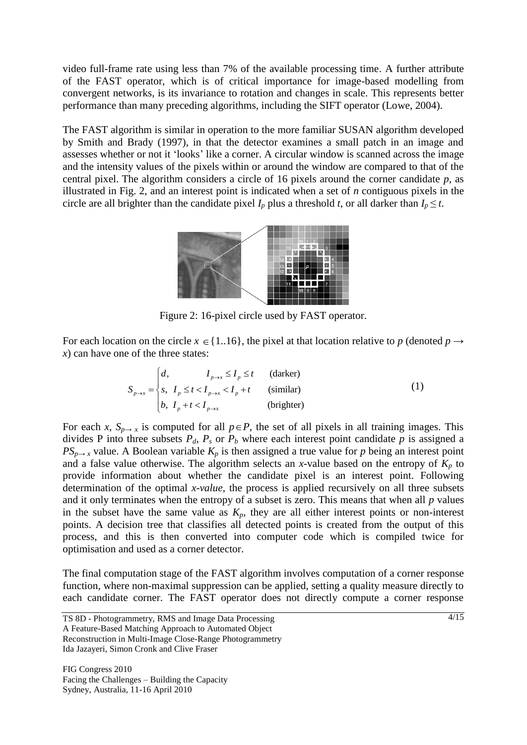video full-frame rate using less than 7% of the available processing time. A further attribute of the FAST operator, which is of critical importance for image-based modelling from convergent networks, is its invariance to rotation and changes in scale. This represents better performance than many preceding algorithms, including the SIFT operator (Lowe, 2004).

The FAST algorithm is similar in operation to the more familiar SUSAN algorithm developed by Smith and Brady (1997), in that the detector examines a small patch in an image and assesses whether or not it 'looks' like a corner. A circular window is scanned across the image and the intensity values of the pixels within or around the window are compared to that of the central pixel. The algorithm considers a circle of 16 pixels around the corner candidate *p*, as illustrated in Fig. 2, and an interest point is indicated when a set of *n* contiguous pixels in the circle are all brighter than the candidate pixel $I_p$ plus a threshold *t*, or all darker than $I_p \leq t$.

Figure 2: 16-pixel circle used by FAST operator.

For each location on the circle $x \in \{1..16\}$, the pixel at that location relative to *p* (denoted $p \rightarrow x$) can have one of the three states:

$$
S_{p \rightarrow x} = \begin{cases} d, & I_{p \rightarrow x} \leq I_p \leq t \quad \text{(darker)} \\ s, & I_p \leq t < I_{p \rightarrow x} < I_p + t \quad \text{(similar)} \\ b, & I_p + t < I_{p \rightarrow x} \quad \text{(brighter)} \end{cases} \tag{1}
$$

For each *x*, $S_{p \rightarrow x}$ is computed for all $p \in P$, the set of all pixels in all training images. This divides P into three subsets $P_d$, $P_s$ or $P_b$ where each interest point candidate *p* is assigned a $PS_{p \rightarrow x}$ value. A Boolean variable $K_p$ is then assigned a true value for *p* being an interest point and a false value otherwise. The algorithm selects an *x*-value based on the entropy of $K_p$ to provide information about whether the candidate pixel is an interest point. Following determination of the optimal *x-value*, the process is applied recursively on all three subsets and it only terminates when the entropy of a subset is zero. This means that when all *p* values in the subset have the same value as $K_p$, they are all either interest points or non-interest points. A decision tree that classifies all detected points is created from the output of this process, and this is then converted into computer code which is compiled twice for optimisation and used as a corner detector.

The final computation stage of the FAST algorithm involves computation of a corner response function, where non-maximal suppression can be applied, setting a quality measure directly to each candidate corner. The FAST operator does not directly compute a corner response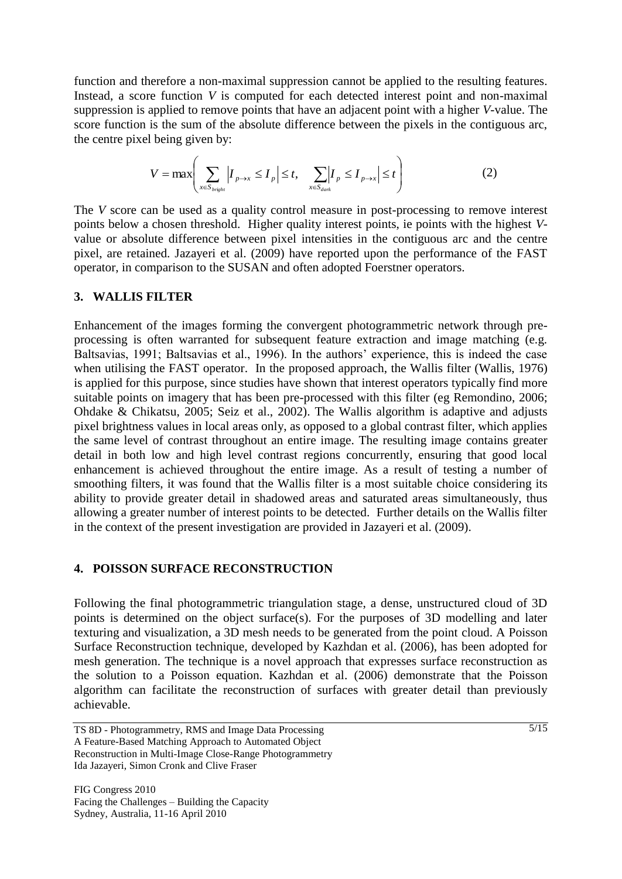function and therefore a non-maximal suppression cannot be applied to the resulting features. Instead, a score function *V* is computed for each detected interest point and non-maximal suppression is applied to remove points that have an adjacent point with a higher *V*-value. The score function is the sum of the absolute difference between the pixels in the contiguous arc, the centre pixel being given by:

$$V = \max\left( \sum_{x \in S_{bright}} \left| I_{p \to x} \leq I_p \right| \leq t, \quad \sum_{x \in S_{dark}} \left| I_p \leq I_{p \to x} \right| \leq t \right) \tag{2}$$

The *V* score can be used as a quality control measure in post-processing to remove interest points below a chosen threshold. Higher quality interest points, ie points with the highest *V*-value or absolute difference between pixel intensities in the contiguous arc and the centre pixel, are retained. Jazayeri et al. (2009) have reported upon the performance of the FAST operator, in comparison to the SUSAN and often adopted Foerstner operators.

## 3. WALLIS FILTER

Enhancement of the images forming the convergent photogrammetric network through pre-processing is often warranted for subsequent feature extraction and image matching (e.g. Baltsavias, 1991; Baltsavias et al., 1996). In the authors' experience, this is indeed the case when utilising the FAST operator. In the proposed approach, the Wallis filter (Wallis, 1976) is applied for this purpose, since studies have shown that interest operators typically find more suitable points on imagery that has been pre-processed with this filter (eg Remondino, 2006; Ohdake & Chikatsu, 2005; Seiz et al., 2002). The Wallis algorithm is adaptive and adjusts pixel brightness values in local areas only, as opposed to a global contrast filter, which applies the same level of contrast throughout an entire image. The resulting image contains greater detail in both low and high level contrast regions concurrently, ensuring that good local enhancement is achieved throughout the entire image. As a result of testing a number of smoothing filters, it was found that the Wallis filter is a most suitable choice considering its ability to provide greater detail in shadowed areas and saturated areas simultaneously, thus allowing a greater number of interest points to be detected. Further details on the Wallis filter in the context of the present investigation are provided in Jazayeri et al. (2009).

## 4. POISSON SURFACE RECONSTRUCTION

Following the final photogrammetric triangulation stage, a dense, unstructured cloud of 3D points is determined on the object surface(s). For the purposes of 3D modelling and later texturing and visualization, a 3D mesh needs to be generated from the point cloud. A Poisson Surface Reconstruction technique, developed by Kazhdan et al. (2006), has been adopted for mesh generation. The technique is a novel approach that expresses surface reconstruction as the solution to a Poisson equation. Kazhdan et al. (2006) demonstrate that the Poisson algorithm can facilitate the reconstruction of surfaces with greater detail than previously achievable.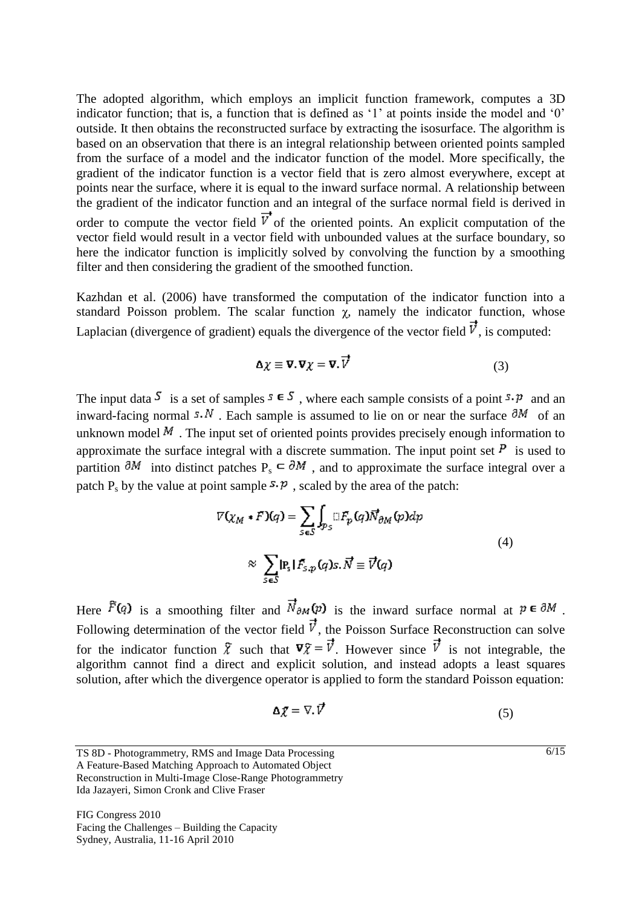The adopted algorithm, which employs an implicit function framework, computes a 3D indicator function; that is, a function that is defined as '1' at points inside the model and '0' outside. It then obtains the reconstructed surface by extracting the isosurface. The algorithm is based on an observation that there is an integral relationship between oriented points sampled from the surface of a model and the indicator function of the model. More specifically, the gradient of the indicator function is a vector field that is zero almost everywhere, except at points near the surface, where it is equal to the inward surface normal. A relationship between the gradient of the indicator function and an integral of the surface normal field is derived in order to compute the vector field $\vec{V}$ of the oriented points. An explicit computation of the vector field would result in a vector field with unbounded values at the surface boundary, so here the indicator function is implicitly solved by convolving the function by a smoothing filter and then considering the gradient of the smoothed function.

Kazhdan et al. (2006) have transformed the computation of the indicator function into a standard Poisson problem. The scalar function $\chi$, namely the indicator function, whose Laplacian (divergence of gradient) equals the divergence of the vector field $\vec{V}$, is computed:

$$\Delta\chi \equiv \nabla.\nabla\chi = \nabla.\vec{V} \tag{3}$$

The input data $S$ is a set of samples $s \in S$, where each sample consists of a point $s.p$ and an inward-facing normal $s.N$. Each sample is assumed to lie on or near the surface $\partial M$ of an unknown model $M$. The input set of oriented points provides precisely enough information to approximate the surface integral with a discrete summation. The input point set $P$ is used to partition $\partial M$ into distinct patches $P_s \subset \partial M$, and to approximate the surface integral over a patch $P_s$ by the value at point sample $s.p$, scaled by the area of the patch:

$$\begin{aligned} \nabla(\chi_M * F)(q) &= \sum_{s \in S} \int_{P_s} F_p(q) \vec{N}_{\partial M}(p) dp \\ &\approx \sum_{s \in S} |P_s| \tilde{F}_{s.p}(q) s.\vec{N} \equiv \vec{V}(q) \end{aligned} \tag{4}$$

Here $\tilde{F}(q)$ is a smoothing filter and $\vec{N}_{\partial M}(p)$ is the inward surface normal at $p \in \partial M$. Following determination of the vector field $\vec{V}$, the Poisson Surface Reconstruction can solve for the indicator function $\tilde{\chi}$ such that $\nabla\tilde{\chi} = \vec{V}$. However since $\vec{V}$ is not integrable, the algorithm cannot find a direct and explicit solution, and instead adopts a least squares solution, after which the divergence operator is applied to form the standard Poisson equation:

$$\Delta\tilde{\chi} = \nabla.\vec{V} \tag{5}$$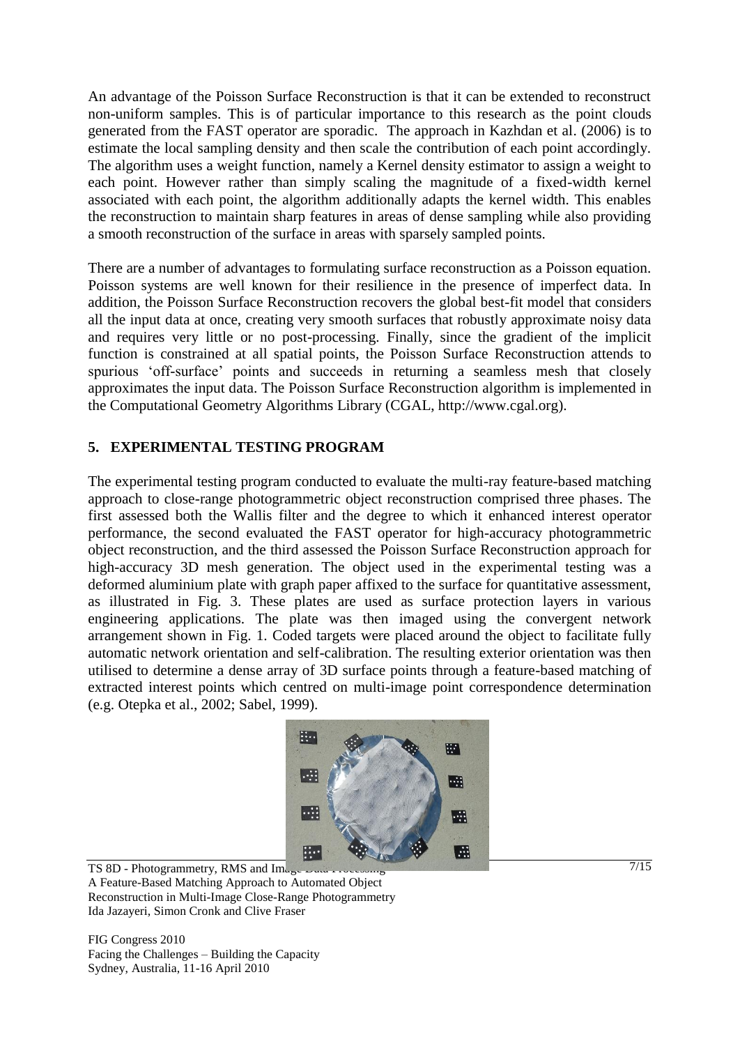An advantage of the Poisson Surface Reconstruction is that it can be extended to reconstruct non-uniform samples. This is of particular importance to this research as the point clouds generated from the FAST operator are sporadic. The approach in Kazhdan et al. (2006) is to estimate the local sampling density and then scale the contribution of each point accordingly. The algorithm uses a weight function, namely a Kernel density estimator to assign a weight to each point. However rather than simply scaling the magnitude of a fixed-width kernel associated with each point, the algorithm additionally adapts the kernel width. This enables the reconstruction to maintain sharp features in areas of dense sampling while also providing a smooth reconstruction of the surface in areas with sparsely sampled points.

There are a number of advantages to formulating surface reconstruction as a Poisson equation. Poisson systems are well known for their resilience in the presence of imperfect data. In addition, the Poisson Surface Reconstruction recovers the global best-fit model that considers all the input data at once, creating very smooth surfaces that robustly approximate noisy data and requires very little or no post-processing. Finally, since the gradient of the implicit function is constrained at all spatial points, the Poisson Surface Reconstruction attends to spurious 'off-surface' points and succeeds in returning a seamless mesh that closely approximates the input data. The Poisson Surface Reconstruction algorithm is implemented in the Computational Geometry Algorithms Library (CGAL, http://www.cgal.org).

## 5. EXPERIMENTAL TESTING PROGRAM

The experimental testing program conducted to evaluate the multi-ray feature-based matching approach to close-range photogrammetric object reconstruction comprised three phases. The first assessed both the Wallis filter and the degree to which it enhanced interest operator performance, the second evaluated the FAST operator for high-accuracy photogrammetric object reconstruction, and the third assessed the Poisson Surface Reconstruction approach for high-accuracy 3D mesh generation. The object used in the experimental testing was a deformed aluminium plate with graph paper affixed to the surface for quantitative assessment, as illustrated in Fig. 3. These plates are used as surface protection layers in various engineering applications. The plate was then imaged using the convergent network arrangement shown in Fig. 1. Coded targets were placed around the object to facilitate fully automatic network orientation and self-calibration. The resulting exterior orientation was then utilised to determine a dense array of 3D surface points through a feature-based matching of extracted interest points which centred on multi-image point correspondence determination (e.g. Otepka et al., 2002; Sabel, 1999).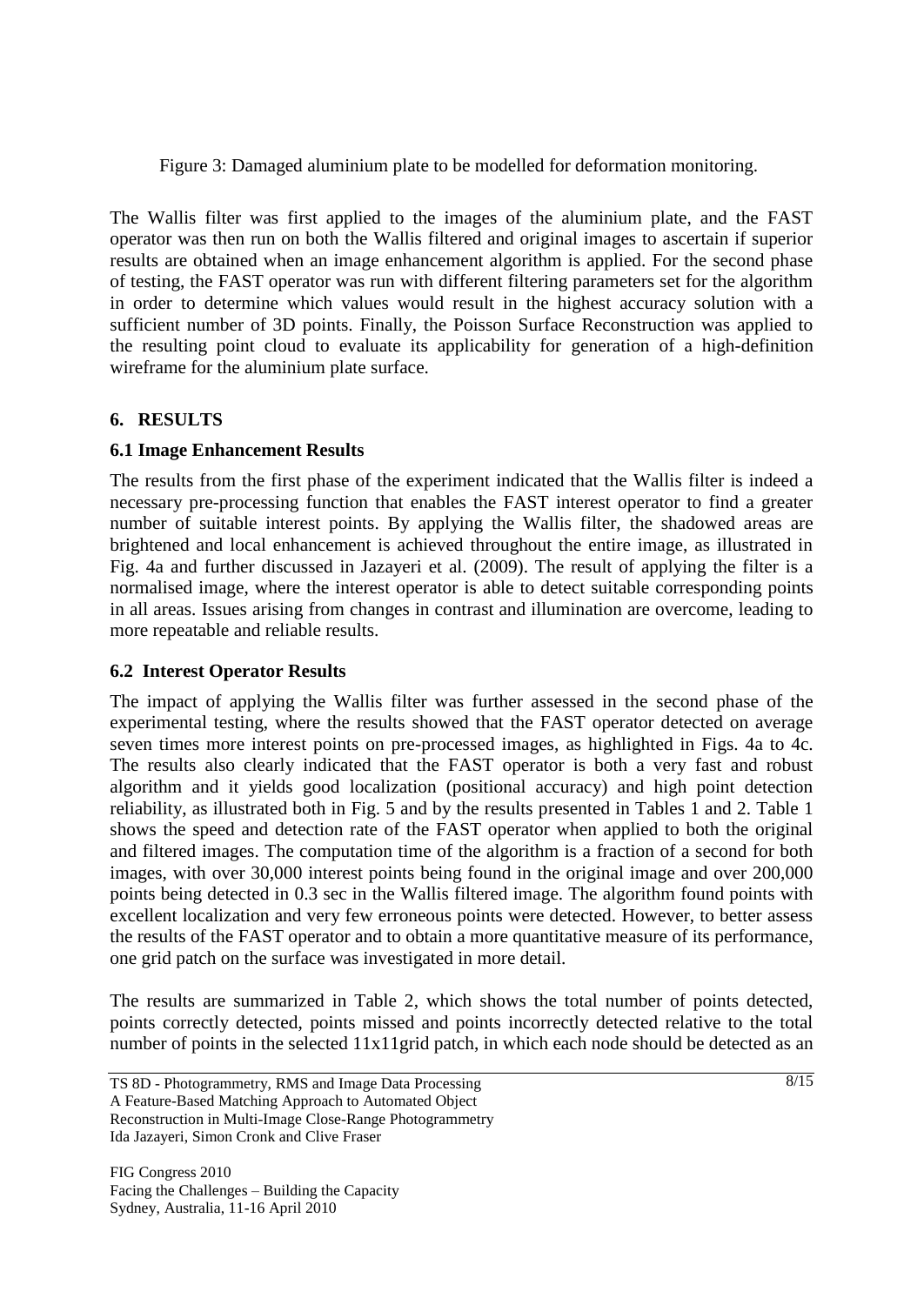Figure 3: Damaged aluminium plate to be modelled for deformation monitoring.

The Wallis filter was first applied to the images of the aluminium plate, and the FAST operator was then run on both the Wallis filtered and original images to ascertain if superior results are obtained when an image enhancement algorithm is applied. For the second phase of testing, the FAST operator was run with different filtering parameters set for the algorithm in order to determine which values would result in the highest accuracy solution with a sufficient number of 3D points. Finally, the Poisson Surface Reconstruction was applied to the resulting point cloud to evaluate its applicability for generation of a high-definition wireframe for the aluminium plate surface.

## 6. RESULTS

### 6.1 Image Enhancement Results

The results from the first phase of the experiment indicated that the Wallis filter is indeed a necessary pre-processing function that enables the FAST interest operator to find a greater number of suitable interest points. By applying the Wallis filter, the shadowed areas are brightened and local enhancement is achieved throughout the entire image, as illustrated in Fig. 4a and further discussed in Jazayeri et al. (2009). The result of applying the filter is a normalised image, where the interest operator is able to detect suitable corresponding points in all areas. Issues arising from changes in contrast and illumination are overcome, leading to more repeatable and reliable results.

### 6.2 Interest Operator Results

The impact of applying the Wallis filter was further assessed in the second phase of the experimental testing, where the results showed that the FAST operator detected on average seven times more interest points on pre-processed images, as highlighted in Figs. 4a to 4c. The results also clearly indicated that the FAST operator is both a very fast and robust algorithm and it yields good localization (positional accuracy) and high point detection reliability, as illustrated both in Fig. 5 and by the results presented in Tables 1 and 2. Table 1 shows the speed and detection rate of the FAST operator when applied to both the original and filtered images. The computation time of the algorithm is a fraction of a second for both images, with over 30,000 interest points being found in the original image and over 200,000 points being detected in 0.3 sec in the Wallis filtered image. The algorithm found points with excellent localization and very few erroneous points were detected. However, to better assess the results of the FAST operator and to obtain a more quantitative measure of its performance, one grid patch on the surface was investigated in more detail.

The results are summarized in Table 2, which shows the total number of points detected, points correctly detected, points missed and points incorrectly detected relative to the total number of points in the selected 11x11grid patch, in which each node should be detected as an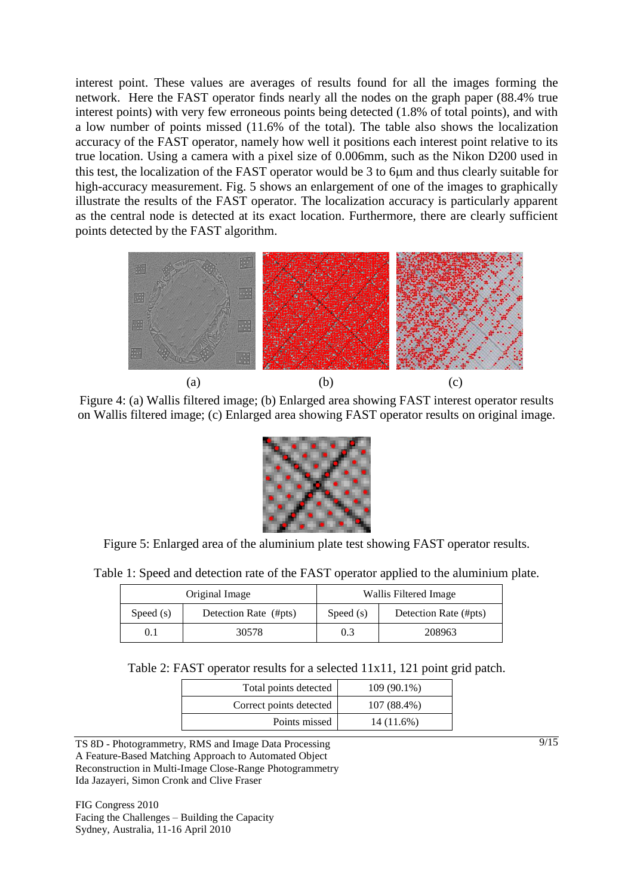interest point. These values are averages of results found for all the images forming the network. Here the FAST operator finds nearly all the nodes on the graph paper (88.4% true interest points) with very few erroneous points being detected (1.8% of total points), and with a low number of points missed (11.6% of the total). The table also shows the localization accuracy of the FAST operator, namely how well it positions each interest point relative to its true location. Using a camera with a pixel size of 0.006mm, such as the Nikon D200 used in this test, the localization of the FAST operator would be 3 to 6μm and thus clearly suitable for high-accuracy measurement. Fig. 5 shows an enlargement of one of the images to graphically illustrate the results of the FAST operator. The localization accuracy is particularly apparent as the central node is detected at its exact location. Furthermore, there are clearly sufficient points detected by the FAST algorithm.

(a) (b) (c)

Figure 4: (a) Wallis filtered image; (b) Enlarged area showing FAST interest operator results on Wallis filtered image; (c) Enlarged area showing FAST operator results on original image.

Figure 5: Enlarged area of the aluminium plate test showing FAST operator results.

Table 1: Speed and detection rate of the FAST operator applied to the aluminium plate.

| Original Image | | Wallis Filtered Image | |
|---|---|---|---|
| Speed (s) | Detection Rate (#pts) | Speed (s) | Detection Rate (#pts) |
| 0.1 | 30578 | 0.3 | 208963 |

Table 2: FAST operator results for a selected 11x11, 121 point grid patch.

| | |
|---|---|
| Total points detected | 109 (90.1%) |
| Correct points detected | 107 (88.4%) |
| Points missed | 14 (11.6%) |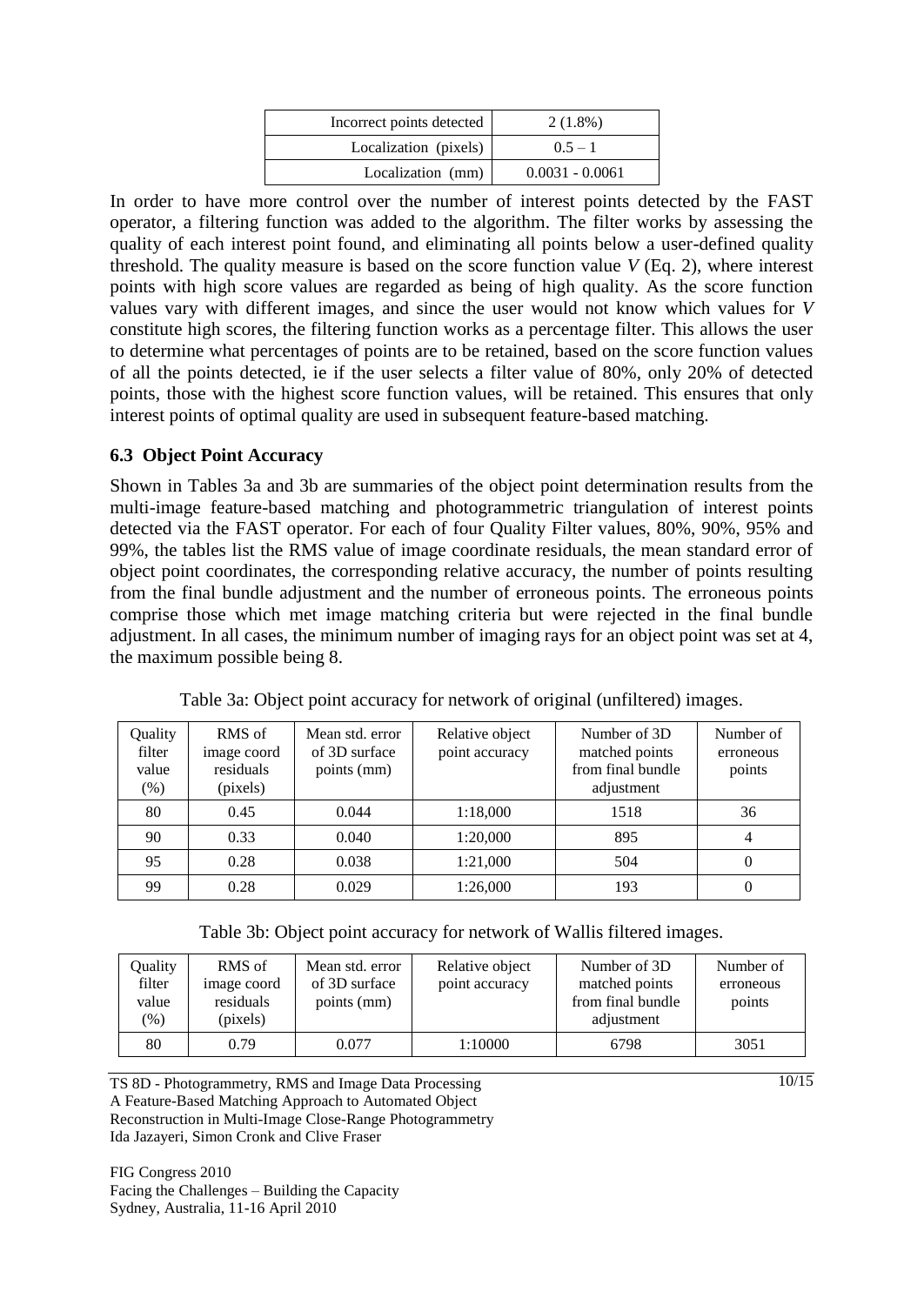| Incorrect points detected | 2 (1.8%) |
|---|---|
| Localization (pixels) | 0.5 – 1 |
| Localization (mm) | 0.0031 - 0.0061 |

In order to have more control over the number of interest points detected by the FAST operator, a filtering function was added to the algorithm. The filter works by assessing the quality of each interest point found, and eliminating all points below a user-defined quality threshold. The quality measure is based on the score function value $V$ (Eq. 2), where interest points with high score values are regarded as being of high quality. As the score function values vary with different images, and since the user would not know which values for $V$ constitute high scores, the filtering function works as a percentage filter. This allows the user to determine what percentages of points are to be retained, based on the score function values of all the points detected, ie if the user selects a filter value of 80%, only 20% of detected points, those with the highest score function values, will be retained. This ensures that only interest points of optimal quality are used in subsequent feature-based matching.

### 6.3 Object Point Accuracy

Shown in Tables 3a and 3b are summaries of the object point determination results from the multi-image feature-based matching and photogrammetric triangulation of interest points detected via the FAST operator. For each of four Quality Filter values, 80%, 90%, 95% and 99%, the tables list the RMS value of image coordinate residuals, the mean standard error of object point coordinates, the corresponding relative accuracy, the number of points resulting from the final bundle adjustment and the number of erroneous points. The erroneous points comprise those which met image matching criteria but were rejected in the final bundle adjustment. In all cases, the minimum number of imaging rays for an object point was set at 4, the maximum possible being 8.

Table 3a: Object point accuracy for network of original (unfiltered) images.

| Quality filter value (%) | RMS of image coord residuals (pixels) | Mean std. error of 3D surface points (mm) | Relative object point accuracy | Number of 3D matched points from final bundle adjustment | Number of erroneous points |
|---|---|---|---|---|---|
| 80 | 0.45 | 0.044 | 1:18,000 | 1518 | 36 |
| 90 | 0.33 | 0.040 | 1:20,000 | 895 | 4 |
| 95 | 0.28 | 0.038 | 1:21,000 | 504 | 0 |
| 99 | 0.28 | 0.029 | 1:26,000 | 193 | 0 |

Table 3b: Object point accuracy for network of Wallis filtered images.

| Quality filter value (%) | RMS of image coord residuals (pixels) | Mean std. error of 3D surface points (mm) | Relative object point accuracy | Number of 3D matched points from final bundle adjustment | Number of erroneous points |
|---|---|---|---|---|---|
| 80 | 0.79 | 0.077 | 1:10000 | 6798 | 3051 |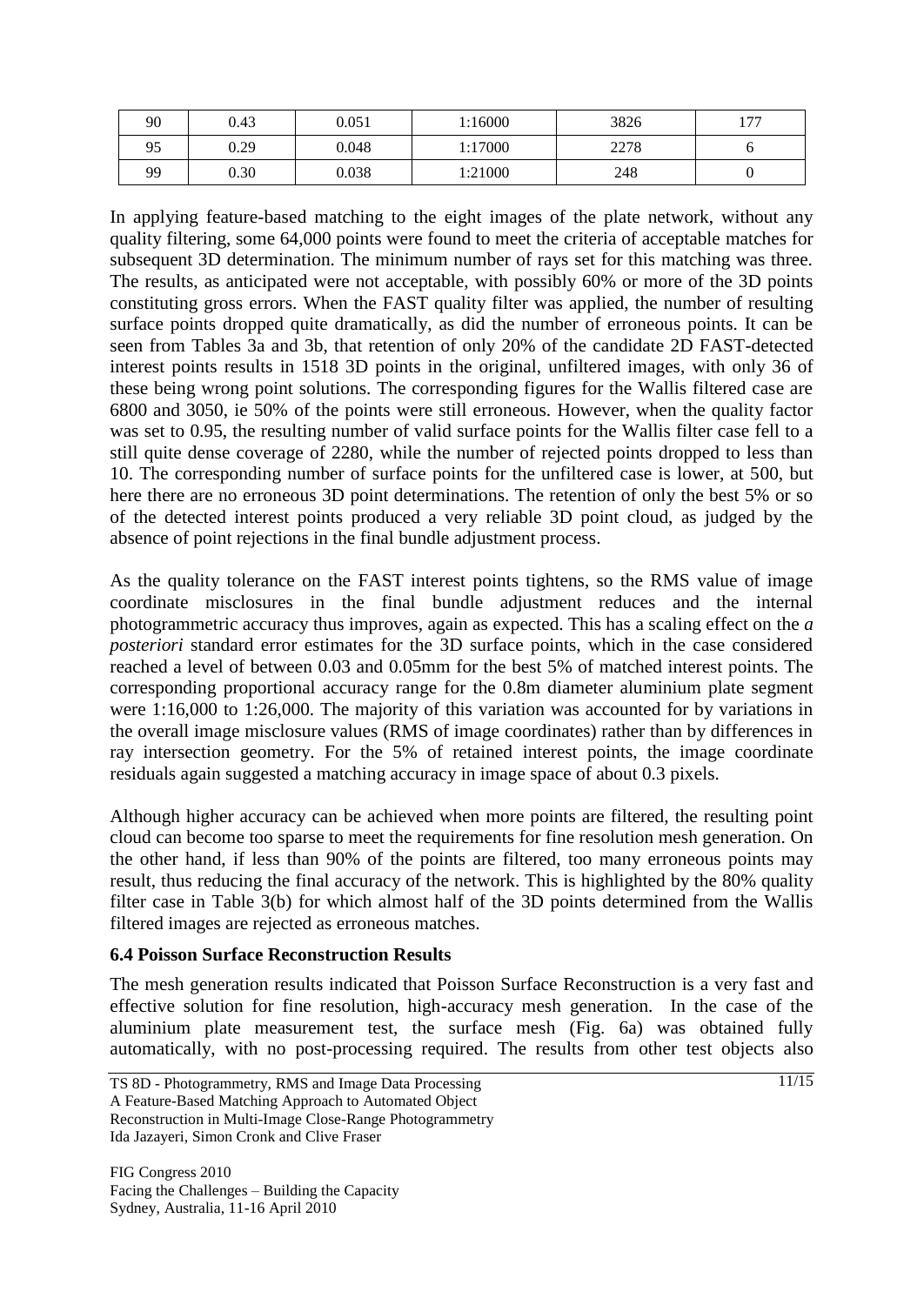| 90 | 0.43 | 0.051 | 1:16000 | 3826 | 177 |
|---|---|---|---|---|---|
| 95 | 0.29 | 0.048 | 1:17000 | 2278 | 6 |
| 99 | 0.30 | 0.038 | 1:21000 | 248 | 0 |

In applying feature-based matching to the eight images of the plate network, without any quality filtering, some 64,000 points were found to meet the criteria of acceptable matches for subsequent 3D determination. The minimum number of rays set for this matching was three. The results, as anticipated were not acceptable, with possibly 60% or more of the 3D points constituting gross errors. When the FAST quality filter was applied, the number of resulting surface points dropped quite dramatically, as did the number of erroneous points. It can be seen from Tables 3a and 3b, that retention of only 20% of the candidate 2D FAST-detected interest points results in 1518 3D points in the original, unfiltered images, with only 36 of these being wrong point solutions. The corresponding figures for the Wallis filtered case are 6800 and 3050, ie 50% of the points were still erroneous. However, when the quality factor was set to 0.95, the resulting number of valid surface points for the Wallis filter case fell to a still quite dense coverage of 2280, while the number of rejected points dropped to less than 10. The corresponding number of surface points for the unfiltered case is lower, at 500, but here there are no erroneous 3D point determinations. The retention of only the best 5% or so of the detected interest points produced a very reliable 3D point cloud, as judged by the absence of point rejections in the final bundle adjustment process.

As the quality tolerance on the FAST interest points tightens, so the RMS value of image coordinate misclosures in the final bundle adjustment reduces and the internal photogrammetric accuracy thus improves, again as expected. This has a scaling effect on the *a posteriori* standard error estimates for the 3D surface points, which in the case considered reached a level of between 0.03 and 0.05mm for the best 5% of matched interest points. The corresponding proportional accuracy range for the 0.8m diameter aluminium plate segment were 1:16,000 to 1:26,000. The majority of this variation was accounted for by variations in the overall image misclosure values (RMS of image coordinates) rather than by differences in ray intersection geometry. For the 5% of retained interest points, the image coordinate residuals again suggested a matching accuracy in image space of about 0.3 pixels.

Although higher accuracy can be achieved when more points are filtered, the resulting point cloud can become too sparse to meet the requirements for fine resolution mesh generation. On the other hand, if less than 90% of the points are filtered, too many erroneous points may result, thus reducing the final accuracy of the network. This is highlighted by the 80% quality filter case in Table 3(b) for which almost half of the 3D points determined from the Wallis filtered images are rejected as erroneous matches.

### 6.4 Poisson Surface Reconstruction Results

The mesh generation results indicated that Poisson Surface Reconstruction is a very fast and effective solution for fine resolution, high-accuracy mesh generation. In the case of the aluminium plate measurement test, the surface mesh (Fig. 6a) was obtained fully automatically, with no post-processing required. The results from other test objects also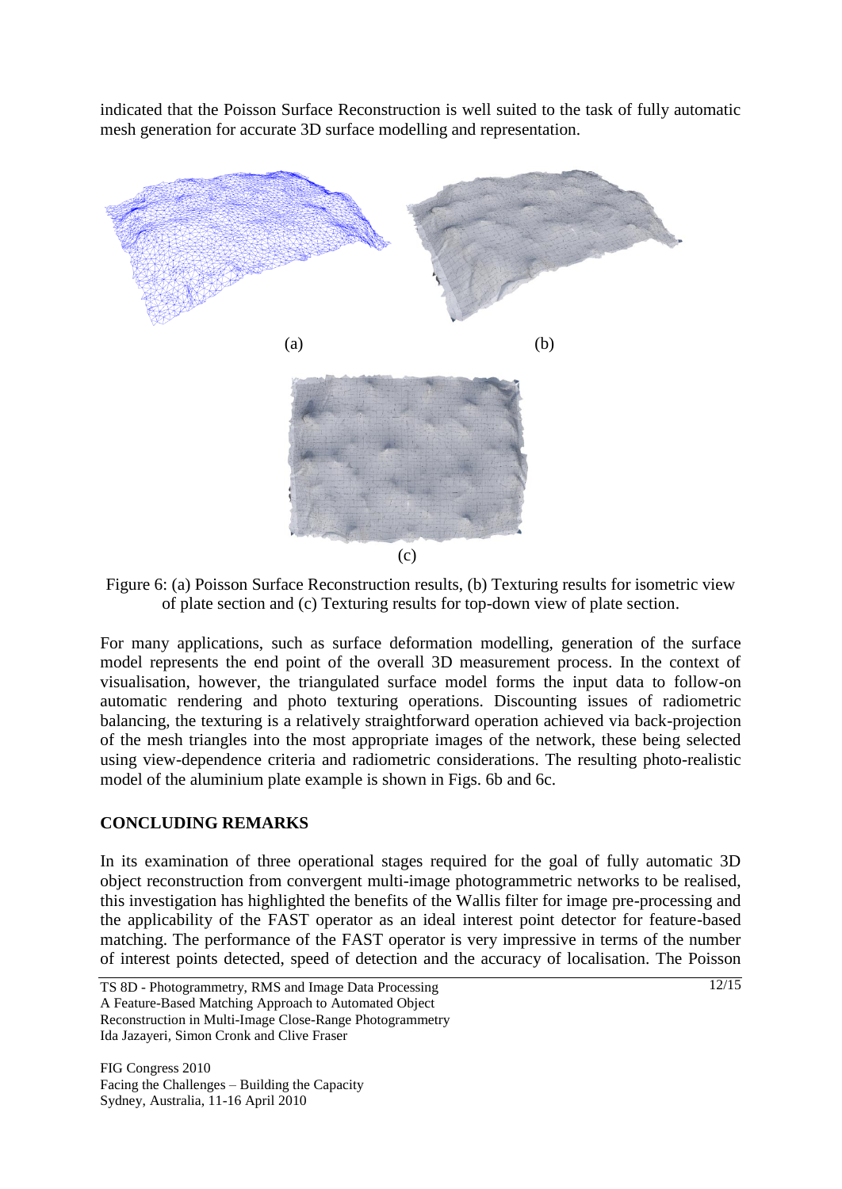indicated that the Poisson Surface Reconstruction is well suited to the task of fully automatic mesh generation for accurate 3D surface modelling and representation.

(a) (b)

(c)

Figure 6: (a) Poisson Surface Reconstruction results, (b) Texturing results for isometric view of plate section and (c) Texturing results for top-down view of plate section.

For many applications, such as surface deformation modelling, generation of the surface model represents the end point of the overall 3D measurement process. In the context of visualisation, however, the triangulated surface model forms the input data to follow-on automatic rendering and photo texturing operations. Discounting issues of radiometric balancing, the texturing is a relatively straightforward operation achieved via back-projection of the mesh triangles into the most appropriate images of the network, these being selected using view-dependence criteria and radiometric considerations. The resulting photo-realistic model of the aluminium plate example is shown in Figs. 6b and 6c.

## CONCLUDING REMARKS

In its examination of three operational stages required for the goal of fully automatic 3D object reconstruction from convergent multi-image photogrammetric networks to be realised, this investigation has highlighted the benefits of the Wallis filter for image pre-processing and the applicability of the FAST operator as an ideal interest point detector for feature-based matching. The performance of the FAST operator is very impressive in terms of the number of interest points detected, speed of detection and the accuracy of localisation. The Poisson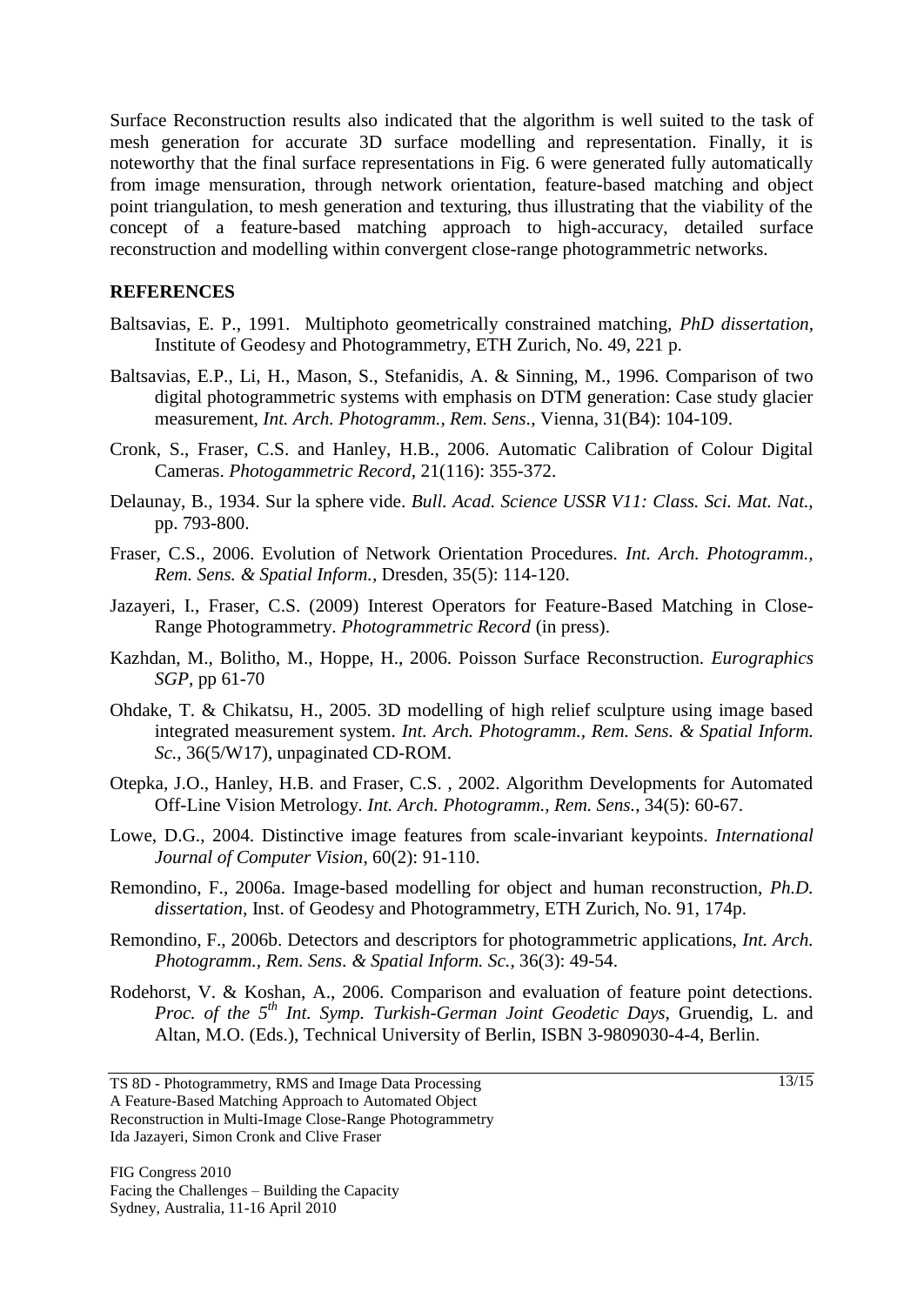Surface Reconstruction results also indicated that the algorithm is well suited to the task of mesh generation for accurate 3D surface modelling and representation. Finally, it is noteworthy that the final surface representations in Fig. 6 were generated fully automatically from image mensuration, through network orientation, feature-based matching and object point triangulation, to mesh generation and texturing, thus illustrating that the viability of the concept of a feature-based matching approach to high-accuracy, detailed surface reconstruction and modelling within convergent close-range photogrammetric networks.

## REFERENCES

Baltsavias, E. P., 1991. Multiphoto geometrically constrained matching, *PhD dissertation*, Institute of Geodesy and Photogrammetry, ETH Zurich, No. 49, 221 p.

Baltsavias, E.P., Li, H., Mason, S., Stefanidis, A. & Sinning, M., 1996. Comparison of two digital photogrammetric systems with emphasis on DTM generation: Case study glacier measurement, *Int. Arch. Photogramm., Rem. Sens.*, Vienna, 31(B4): 104-109.

Cronk, S., Fraser, C.S. and Hanley, H.B., 2006. Automatic Calibration of Colour Digital Cameras. *Photogammetric Record*, 21(116): 355-372.

Delaunay, B., 1934. Sur la sphere vide. *Bull. Acad. Science USSR V11: Class. Sci. Mat. Nat.,* pp. 793-800.

Fraser, C.S., 2006. Evolution of Network Orientation Procedures. *Int. Arch. Photogramm., Rem. Sens. & Spatial Inform.*, Dresden, 35(5): 114-120.

Jazayeri, I., Fraser, C.S. (2009) Interest Operators for Feature-Based Matching in Close-Range Photogrammetry. *Photogrammetric Record* (in press).

Kazhdan, M., Bolitho, M., Hoppe, H., 2006. Poisson Surface Reconstruction. *Eurographics SGP*, pp 61-70

Ohdake, T. & Chikatsu, H., 2005. 3D modelling of high relief sculpture using image based integrated measurement system. *Int. Arch. Photogramm., Rem. Sens. & Spatial Inform. Sc.*, 36(5/W17), unpaginated CD-ROM.

Otepka, J.O., Hanley, H.B. and Fraser, C.S. , 2002. Algorithm Developments for Automated Off-Line Vision Metrology. *Int. Arch. Photogramm., Rem. Sens.*, 34(5): 60-67.

Lowe, D.G., 2004. Distinctive image features from scale-invariant keypoints. *International Journal of Computer Vision*, 60(2): 91-110.

Remondino, F., 2006a. Image-based modelling for object and human reconstruction, *Ph.D. dissertation*, Inst. of Geodesy and Photogrammetry, ETH Zurich, No. 91, 174p.

Remondino, F., 2006b. Detectors and descriptors for photogrammetric applications, *Int. Arch. Photogramm., Rem. Sens. & Spatial Inform. Sc.*, 36(3): 49-54.

Rodehorst, V. & Koshan, A., 2006. Comparison and evaluation of feature point detections. *Proc. of the 5th Int. Symp. Turkish-German Joint Geodetic Days*, Gruendig, L. and Altan, M.O. (Eds.), Technical University of Berlin, ISBN 3-9809030-4-4, Berlin.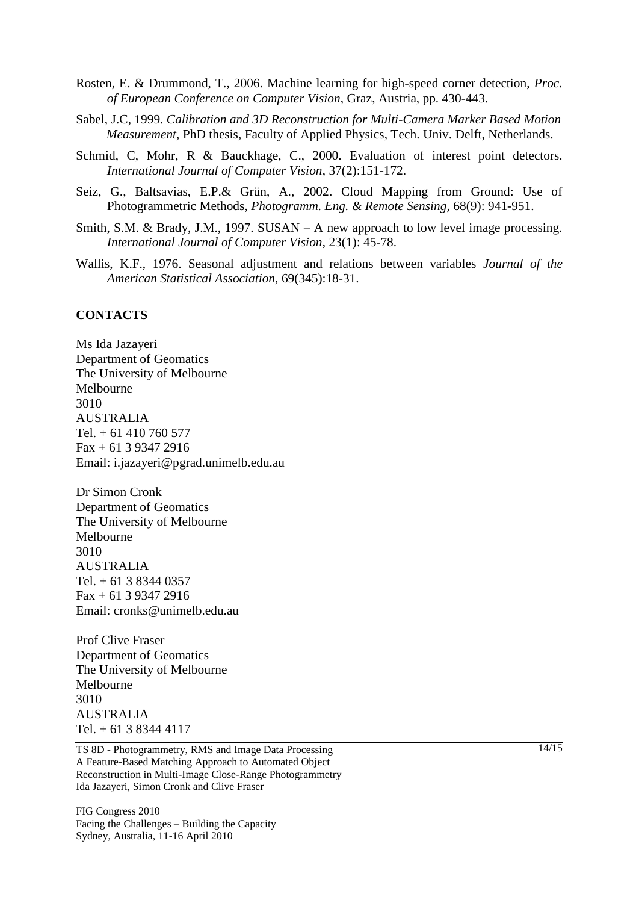Rosten, E. & Drummond, T., 2006. Machine learning for high-speed corner detection, *Proc. of European Conference on Computer Vision*, Graz, Austria, pp. 430-443.

Sabel, J.C, 1999. *Calibration and 3D Reconstruction for Multi-Camera Marker Based Motion Measurement*, PhD thesis, Faculty of Applied Physics, Tech. Univ. Delft, Netherlands.

Schmid, C, Mohr, R & Bauckhage, C., 2000. Evaluation of interest point detectors. *International Journal of Computer Vision*, 37(2):151-172.

Seiz, G., Baltsavias, E.P.& Grün, A., 2002. Cloud Mapping from Ground: Use of Photogrammetric Methods, *Photogramm. Eng. & Remote Sensing*, 68(9): 941-951.

Smith, S.M. & Brady, J.M., 1997. SUSAN – A new approach to low level image processing. *International Journal of Computer Vision*, 23(1): 45-78.

Wallis, K.F., 1976. Seasonal adjustment and relations between variables *Journal of the American Statistical Association*, 69(345):18-31.

## CONTACTS

Ms Ida Jazayeri
Department of Geomatics
The University of Melbourne
Melbourne
3010
AUSTRALIA
Tel. + 61 410 760 577
Fax + 61 3 9347 2916
Email: i.jazayeri@pgrad.unimelb.edu.au

Dr Simon Cronk
Department of Geomatics
The University of Melbourne
Melbourne
3010
AUSTRALIA
Tel. + 61 3 8344 0357
Fax + 61 3 9347 2916
Email: cronks@unimelb.edu.au

Prof Clive Fraser
Department of Geomatics
The University of Melbourne
Melbourne
3010
AUSTRALIA
Tel. + 61 3 8344 4117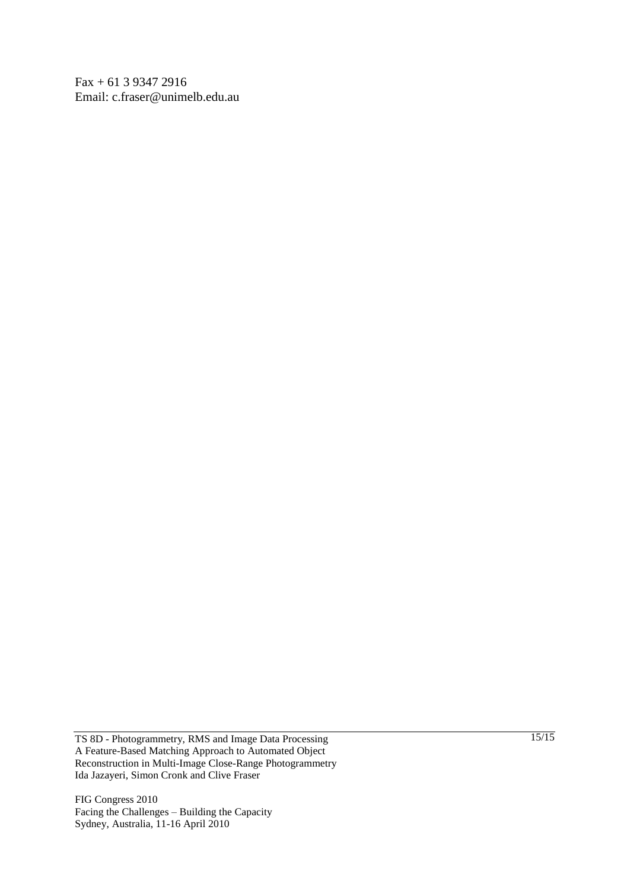Fax + 61 3 9347 2916
Email: c.fraser@unimelb.edu.au